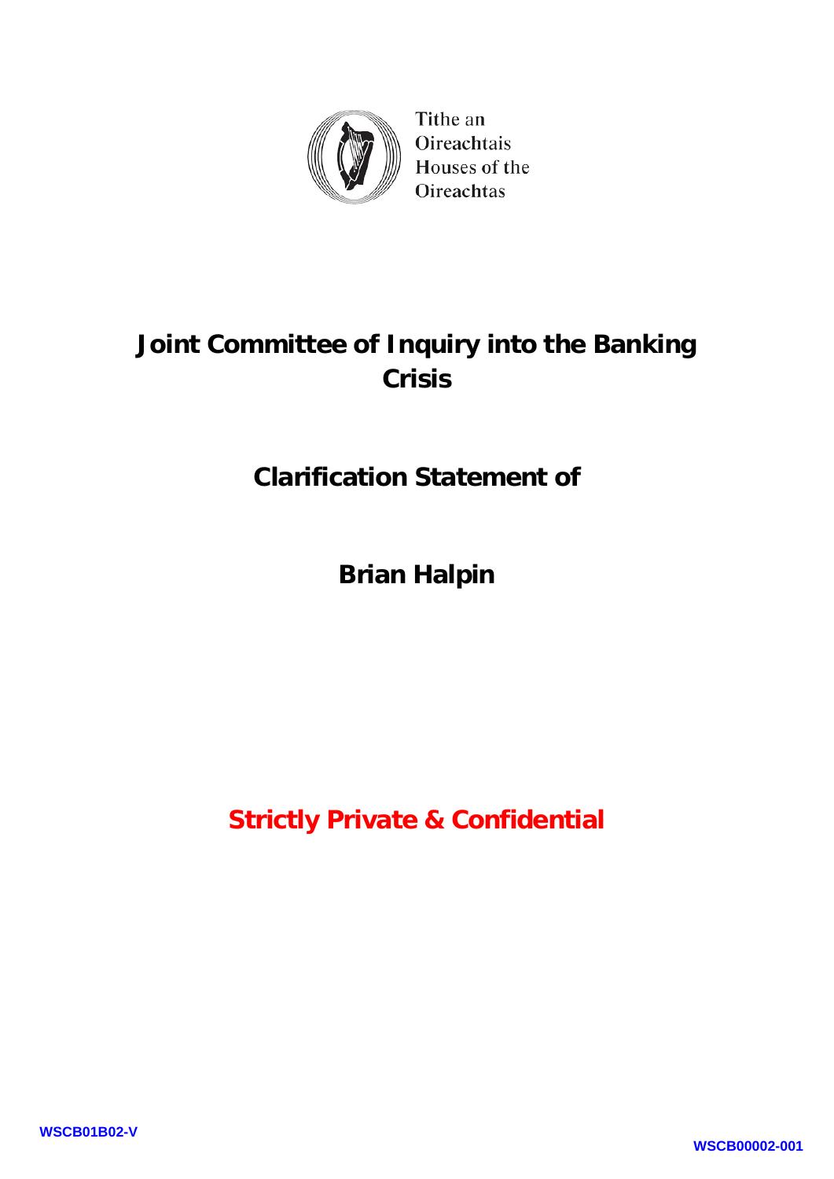Tithe an Oireachtais
Houses of the Oireachtas

# Joint Committee of Inquiry into the Banking Crisis

## Clarification Statement of

## Brian Halpin

**Strictly Private & Confidential**

WSCB01B02-V

WSCB00002-001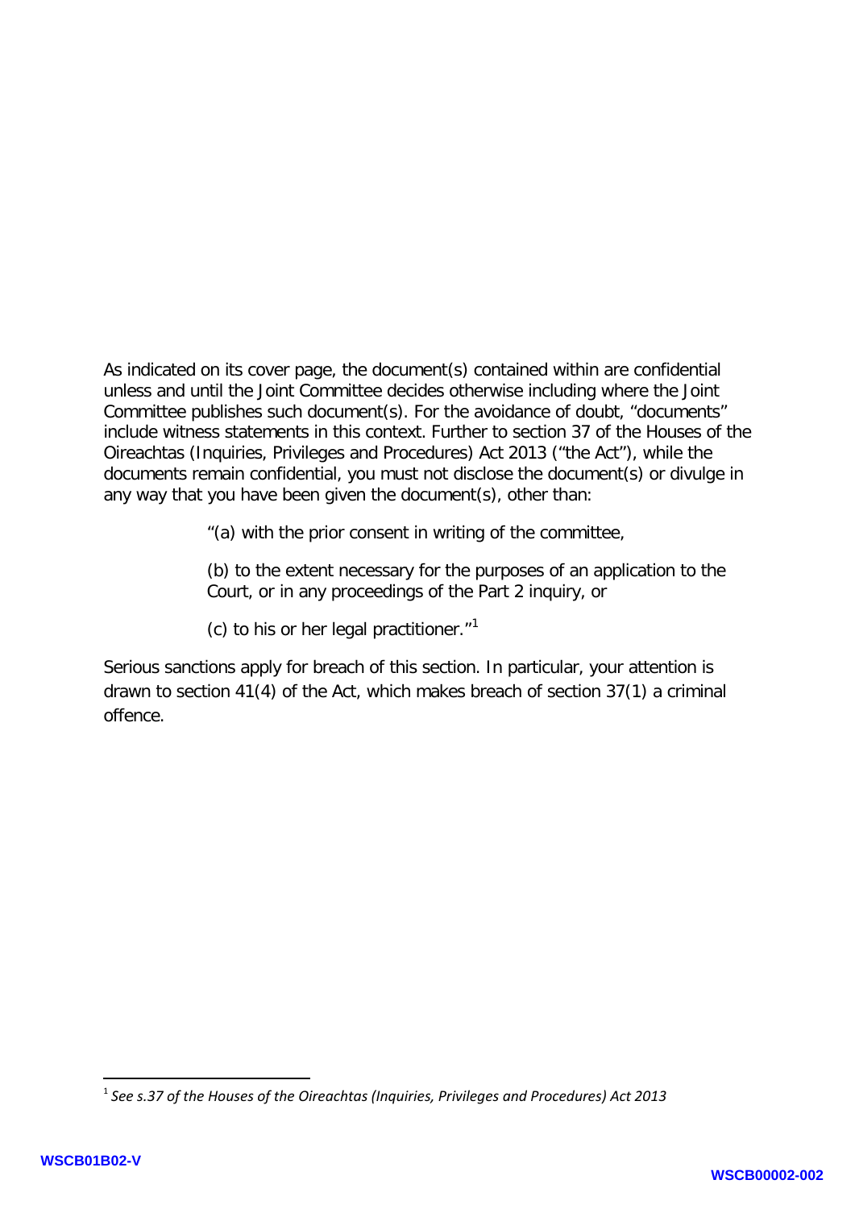As indicated on its cover page, the document(s) contained within are confidential unless and until the Joint Committee decides otherwise including where the Joint Committee publishes such document(s). For the avoidance of doubt, "documents" include witness statements in this context. Further to section 37 of the Houses of the Oireachtas (Inquiries, Privileges and Procedures) Act 2013 ("the Act"), while the documents remain confidential, you must not disclose the document(s) or divulge in any way that you have been given the document(s), other than:

> "(a) with the prior consent in writing of the committee,
>
> (b) to the extent necessary for the purposes of an application to the Court, or in any proceedings of the Part 2 inquiry, or
>
> (c) to his or her legal practitioner."[1]

Serious sanctions apply for breach of this section. In particular, your attention is drawn to section 41(4) of the Act, which makes breach of section 37(1) a criminal offence.

---

[1] *See s.37 of the Houses of the Oireachtas (Inquiries, Privileges and Procedures) Act 2013*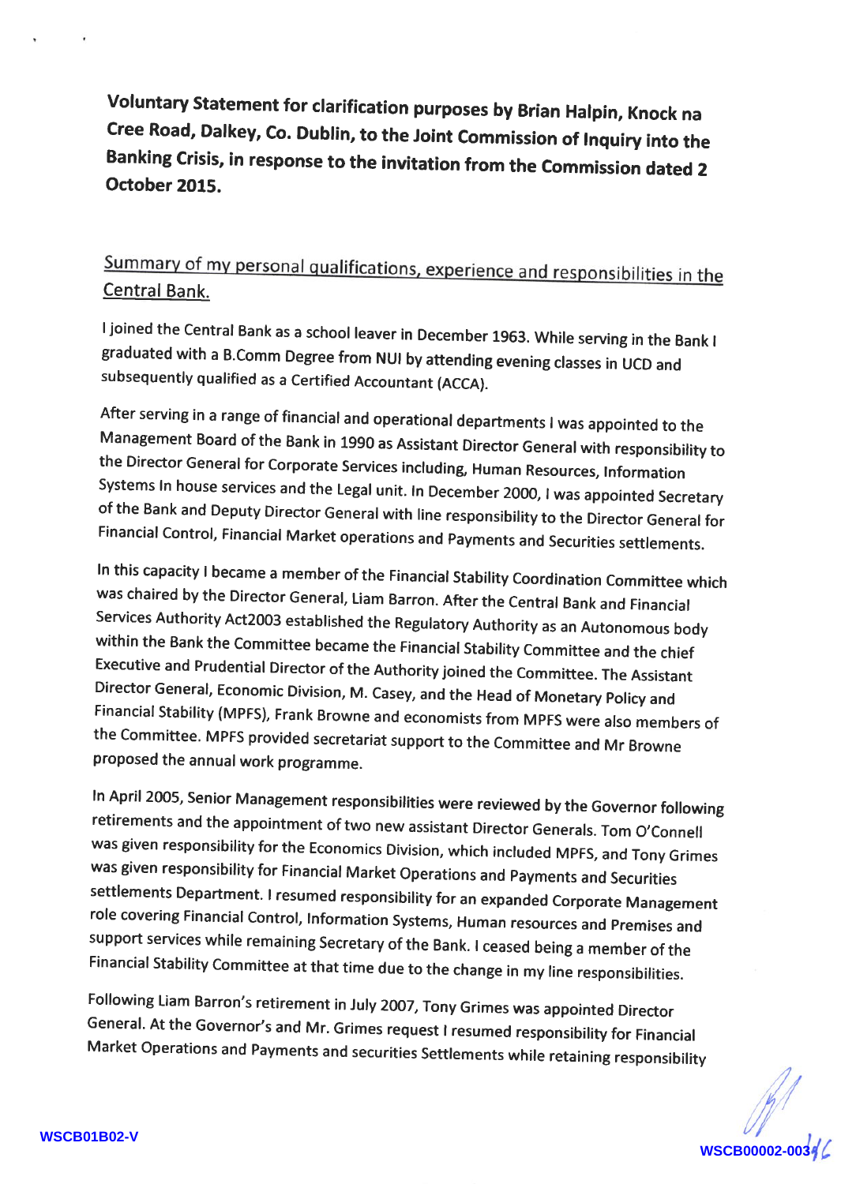**Voluntary Statement for clarification purposes by Brian Halpin, Knock na Cree Road, Dalkey, Co. Dublin, to the Joint Commission of Inquiry into the Banking Crisis, in response to the invitation from the Commission dated 2 October 2015.**

## Summary of my personal qualifications, experience and responsibilities in the Central Bank.

I joined the Central Bank as a school leaver in December 1963. While serving in the Bank I graduated with a B.Comm Degree from NUI by attending evening classes in UCD and subsequently qualified as a Certified Accountant (ACCA).

After serving in a range of financial and operational departments I was appointed to the Management Board of the Bank in 1990 as Assistant Director General with responsibility to the Director General for Corporate Services including, Human Resources, Information Systems In house services and the Legal unit. In December 2000, I was appointed Secretary of the Bank and Deputy Director General with line responsibility to the Director General for Financial Control, Financial Market operations and Payments and Securities settlements.

In this capacity I became a member of the Financial Stability Coordination Committee which was chaired by the Director General, Liam Barron. After the Central Bank and Financial Services Authority Act2003 established the Regulatory Authority as an Autonomous body within the Bank the Committee became the Financial Stability Committee and the chief Executive and Prudential Director of the Authority joined the Committee. The Assistant Director General, Economic Division, M. Casey, and the Head of Monetary Policy and Financial Stability (MPFS), Frank Browne and economists from MPFS were also members of the Committee. MPFS provided secretariat support to the Committee and Mr Browne proposed the annual work programme.

In April 2005, Senior Management responsibilities were reviewed by the Governor following retirements and the appointment of two new assistant Director Generals. Tom O'Connell was given responsibility for the Economics Division, which included MPFS, and Tony Grimes was given responsibility for Financial Market Operations and Payments and Securities settlements Department. I resumed responsibility for an expanded Corporate Management role covering Financial Control, Information Systems, Human resources and Premises and support services while remaining Secretary of the Bank. I ceased being a member of the Financial Stability Committee at that time due to the change in my line responsibilities.

Following Liam Barron's retirement in July 2007, Tony Grimes was appointed Director General. At the Governor's and Mr. Grimes request I resumed responsibility for Financial Market Operations and Payments and securities Settlements while retaining responsibility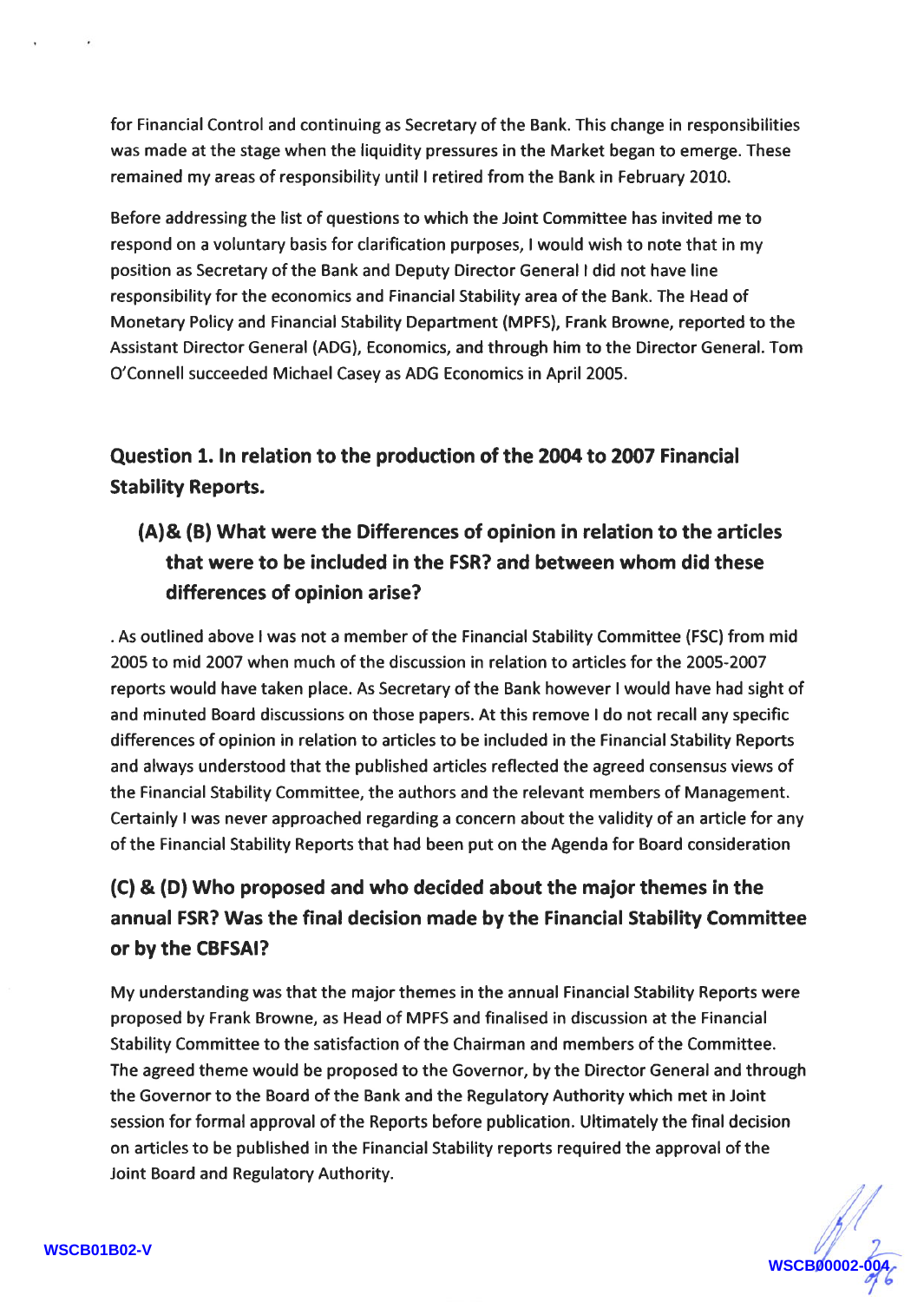for Financial Control and continuing as Secretary of the Bank. This change in responsibilities was made at the stage when the liquidity pressures in the Market began to emerge. These remained my areas of responsibility until I retired from the Bank in February 2010.

Before addressing the list of questions to which the Joint Committee has invited me to respond on a voluntary basis for clarification purposes, I would wish to note that in my position as Secretary of the Bank and Deputy Director General I did not have line responsibility for the economics and Financial Stability area of the Bank. The Head of Monetary Policy and Financial Stability Department (MPFS), Frank Browne, reported to the Assistant Director General (ADG), Economics, and through him to the Director General. Tom O'Connell succeeded Michael Casey as ADG Economics in April 2005.

## Question 1. In relation to the production of the 2004 to 2007 Financial Stability Reports.

### (A)& (B) What were the Differences of opinion in relation to the articles that were to be included in the FSR? and between whom did these differences of opinion arise?

. As outlined above I was not a member of the Financial Stability Committee (FSC) from mid 2005 to mid 2007 when much of the discussion in relation to articles for the 2005-2007 reports would have taken place. As Secretary of the Bank however I would have had sight of and minuted Board discussions on those papers. At this remove I do not recall any specific differences of opinion in relation to articles to be included in the Financial Stability Reports and always understood that the published articles reflected the agreed consensus views of the Financial Stability Committee, the authors and the relevant members of Management. Certainly I was never approached regarding a concern about the validity of an article for any of the Financial Stability Reports that had been put on the Agenda for Board consideration

### (C) & (D) Who proposed and who decided about the major themes in the annual FSR? Was the final decision made by the Financial Stability Committee or by the CBFSAI?

My understanding was that the major themes in the annual Financial Stability Reports were proposed by Frank Browne, as Head of MPFS and finalised in discussion at the Financial Stability Committee to the satisfaction of the Chairman and members of the Committee. The agreed theme would be proposed to the Governor, by the Director General and through the Governor to the Board of the Bank and the Regulatory Authority which met in Joint session for formal approval of the Reports before publication. Ultimately the final decision on articles to be published in the Financial Stability reports required the approval of the Joint Board and Regulatory Authority.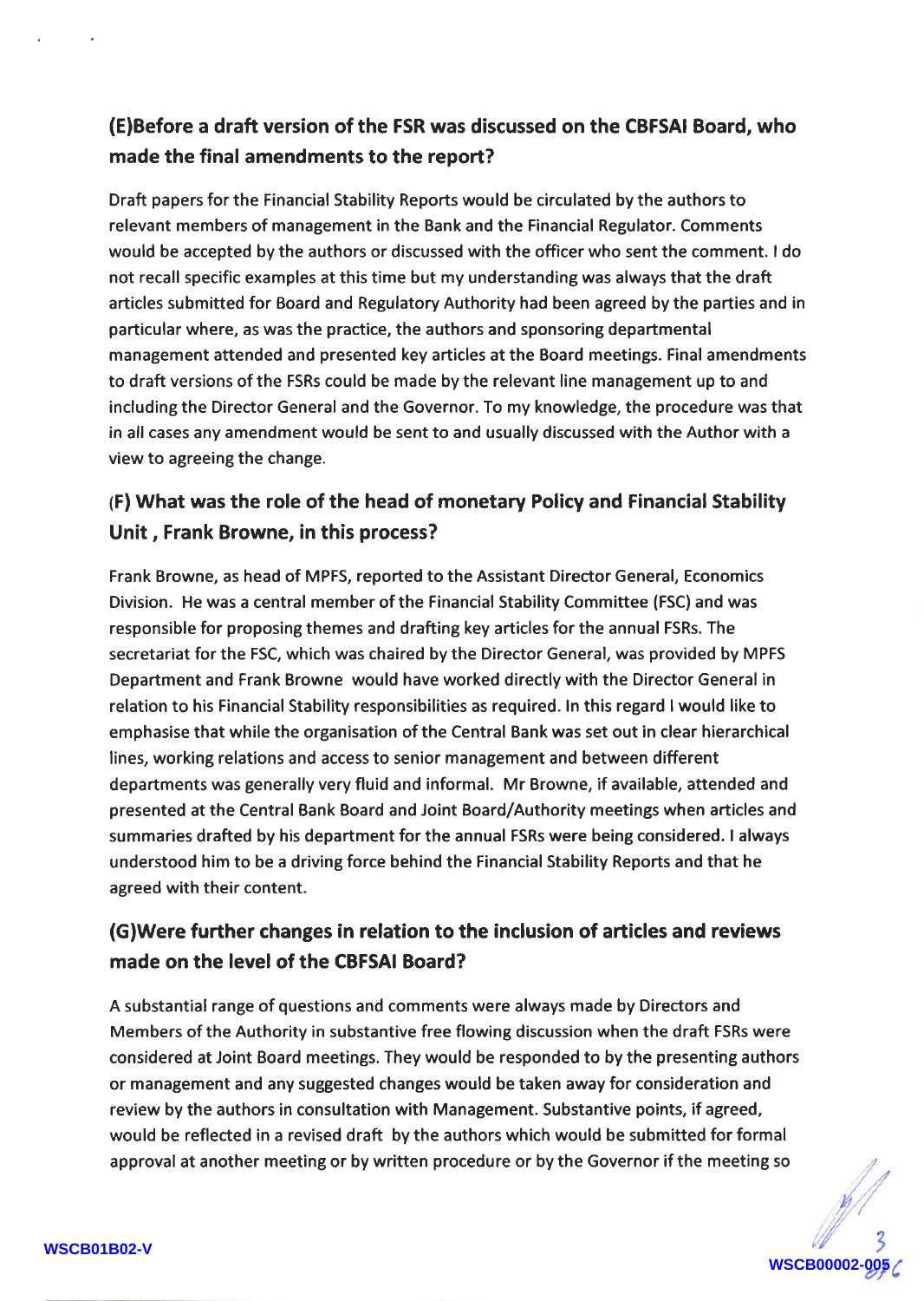## (E)Before a draft version of the FSR was discussed on the CBFSAI Board, who made the final amendments to the report?

Draft papers for the Financial Stability Reports would be circulated by the authors to relevant members of management in the Bank and the Financial Regulator. Comments would be accepted by the authors or discussed with the officer who sent the comment. I do not recall specific examples at this time but my understanding was always that the draft articles submitted for Board and Regulatory Authority had been agreed by the parties and in particular where, as was the practice, the authors and sponsoring departmental management attended and presented key articles at the Board meetings. Final amendments to draft versions of the FSRs could be made by the relevant line management up to and including the Director General and the Governor. To my knowledge, the procedure was that in all cases any amendment would be sent to and usually discussed with the Author with a view to agreeing the change.

## (F) What was the role of the head of monetary Policy and Financial Stability Unit , Frank Browne, in this process?

Frank Browne, as head of MPFS, reported to the Assistant Director General, Economics Division. He was a central member of the Financial Stability Committee (FSC) and was responsible for proposing themes and drafting key articles for the annual FSRs. The secretariat for the FSC, which was chaired by the Director General, was provided by MPFS Department and Frank Browne would have worked directly with the Director General in relation to his Financial Stability responsibilities as required. In this regard I would like to emphasise that while the organisation of the Central Bank was set out in clear hierarchical lines, working relations and access to senior management and between different departments was generally very fluid and informal. Mr Browne, if available, attended and presented at the Central Bank Board and Joint Board/Authority meetings when articles and summaries drafted by his department for the annual FSRs were being considered. I always understood him to be a driving force behind the Financial Stability Reports and that he agreed with their content.

## (G)Were further changes in relation to the inclusion of articles and reviews made on the level of the CBFSAI Board?

A substantial range of questions and comments were always made by Directors and Members of the Authority in substantive free flowing discussion when the draft FSRs were considered at Joint Board meetings. They would be responded to by the presenting authors or management and any suggested changes would be taken away for consideration and review by the authors in consultation with Management. Substantive points, if agreed, would be reflected in a revised draft by the authors which would be submitted for formal approval at another meeting or by written procedure or by the Governor if the meeting so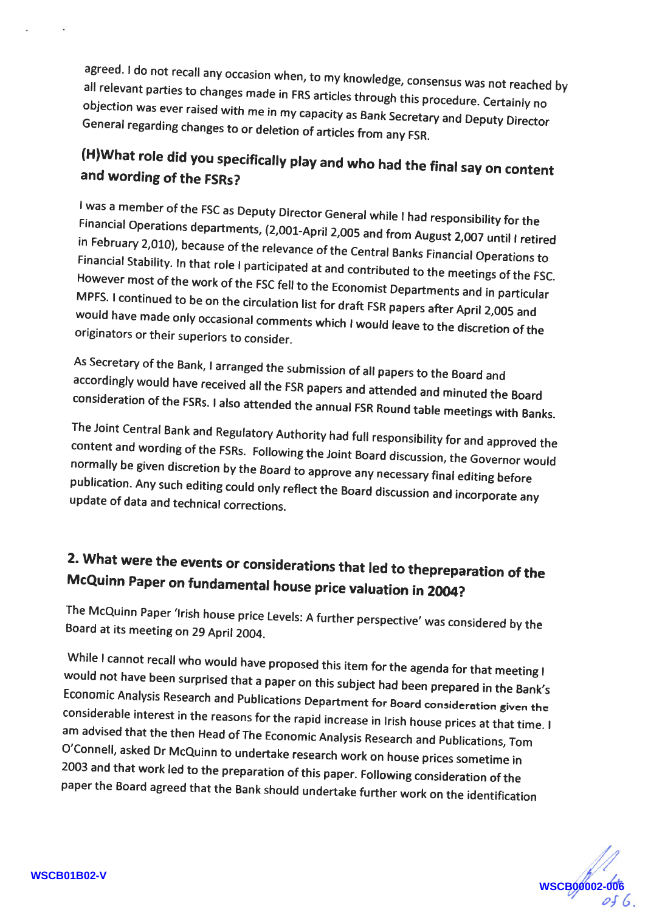agreed. I do not recall any occasion when, to my knowledge, consensus was not reached by all relevant parties to changes made in FRS articles through this procedure. Certainly no objection was ever raised with me in my capacity as Bank Secretary and Deputy Director General regarding changes to or deletion of articles from any FSR.

## (H)What role did you specifically play and who had the final say on content and wording of the FSRs?

I was a member of the FSC as Deputy Director General while I had responsibility for the Financial Operations departments, (2,001-April 2,005 and from August 2,007 until I retired in February 2,010), because of the relevance of the Central Banks Financial Operations to Financial Stability. In that role I participated at and contributed to the meetings of the FSC. However most of the work of the FSC fell to the Economist Departments and in particular MPFS. I continued to be on the circulation list for draft FSR papers after April 2,005 and would have made only occasional comments which I would leave to the discretion of the originators or their superiors to consider.

As Secretary of the Bank, I arranged the submission of all papers to the Board and accordingly would have received all the FSR papers and attended and minuted the Board consideration of the FSRs. I also attended the annual FSR Round table meetings with Banks.

The Joint Central Bank and Regulatory Authority had full responsibility for and approved the content and wording of the FSRs. Following the Joint Board discussion, the Governor would normally be given discretion by the Board to approve any necessary final editing before publication. Any such editing could only reflect the Board discussion and incorporate any update of data and technical corrections.

## 2. What were the events or considerations that led to thepreparation of the McQuinn Paper on fundamental house price valuation in 2004?

The McQuinn Paper 'Irish house price Levels: A further perspective' was considered by the Board at its meeting on 29 April 2004.

While I cannot recall who would have proposed this item for the agenda for that meeting I would not have been surprised that a paper on this subject had been prepared in the Bank's Economic Analysis Research and Publications Department for Board consideration given the considerable interest in the reasons for the rapid increase in Irish house prices at that time. I am advised that the then Head of The Economic Analysis Research and Publications, Tom O'Connell, asked Dr McQuinn to undertake research work on house prices sometime in 2003 and that work led to the preparation of this paper. Following consideration of the paper the Board agreed that the Bank should undertake further work on the identification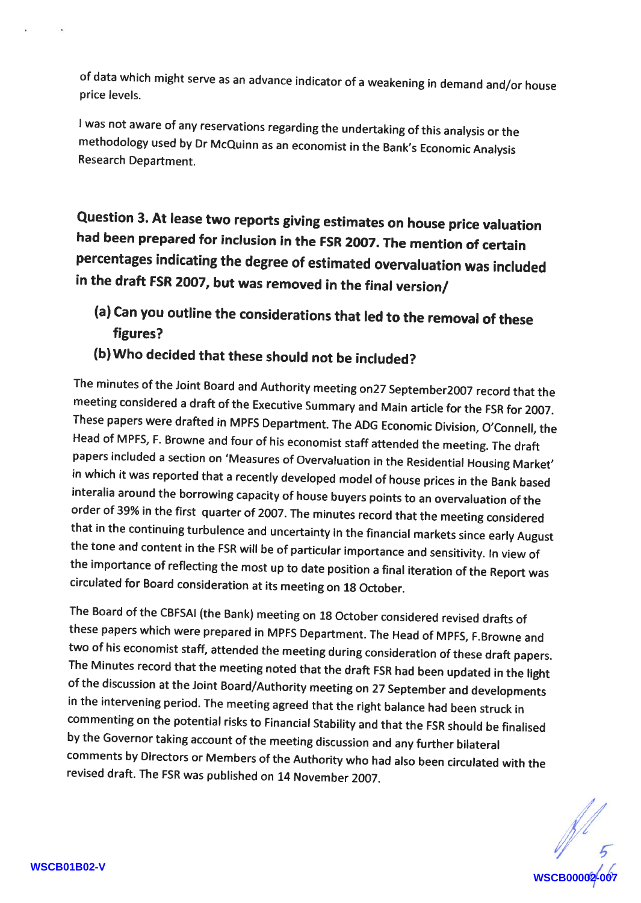of data which might serve as an advance indicator of a weakening in demand and/or house price levels.

I was not aware of any reservations regarding the undertaking of this analysis or the methodology used by Dr McQuinn as an economist in the Bank's Economic Analysis Research Department.

**Question 3. At lease two reports giving estimates on house price valuation had been prepared for inclusion in the FSR 2007. The mention of certain percentages indicating the degree of estimated overvaluation was included in the draft FSR 2007, but was removed in the final version/**

- **(a) Can you outline the considerations that led to the removal of these figures?**
- **(b) Who decided that these should not be included?**

The minutes of the Joint Board and Authority meeting on27 September2007 record that the meeting considered a draft of the Executive Summary and Main article for the FSR for 2007. These papers were drafted in MPFS Department. The ADG Economic Division, O'Connell, the Head of MPFS, F. Browne and four of his economist staff attended the meeting. The draft papers included a section on 'Measures of Overvaluation in the Residential Housing Market' in which it was reported that a recently developed model of house prices in the Bank based interalia around the borrowing capacity of house buyers points to an overvaluation of the order of 39% in the first quarter of 2007. The minutes record that the meeting considered that in the continuing turbulence and uncertainty in the financial markets since early August the tone and content in the FSR will be of particular importance and sensitivity. In view of the importance of reflecting the most up to date position a final iteration of the Report was circulated for Board consideration at its meeting on 18 October.

The Board of the CBFSAI (the Bank) meeting on 18 October considered revised drafts of these papers which were prepared in MPFS Department. The Head of MPFS, F.Browne and two of his economist staff, attended the meeting during consideration of these draft papers. The Minutes record that the meeting noted that the draft FSR had been updated in the light of the discussion at the Joint Board/Authority meeting on 27 September and developments in the intervening period. The meeting agreed that the right balance had been struck in commenting on the potential risks to Financial Stability and that the FSR should be finalised by the Governor taking account of the meeting discussion and any further bilateral comments by Directors or Members of the Authority who had also been circulated with the revised draft. The FSR was published on 14 November 2007.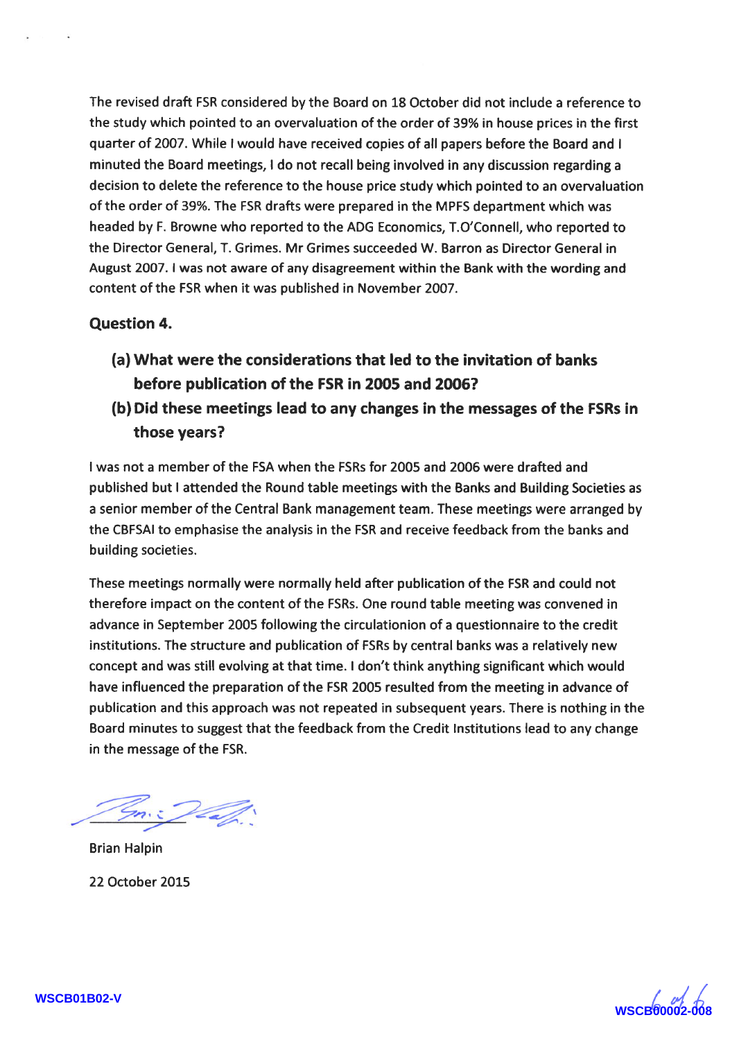The revised draft FSR considered by the Board on 18 October did not include a reference to the study which pointed to an overvaluation of the order of 39% in house prices in the first quarter of 2007. While I would have received copies of all papers before the Board and I minuted the Board meetings, I do not recall being involved in any discussion regarding a decision to delete the reference to the house price study which pointed to an overvaluation of the order of 39%. The FSR drafts were prepared in the MPFS department which was headed by F. Browne who reported to the ADG Economics, T.O'Connell, who reported to the Director General, T. Grimes. Mr Grimes succeeded W. Barron as Director General in August 2007. I was not aware of any disagreement within the Bank with the wording and content of the FSR when it was published in November 2007.

### Question 4.

**(a) What were the considerations that led to the invitation of banks before publication of the FSR in 2005 and 2006?**

**(b) Did these meetings lead to any changes in the messages of the FSRs in those years?**

I was not a member of the FSA when the FSRs for 2005 and 2006 were drafted and published but I attended the Round table meetings with the Banks and Building Societies as a senior member of the Central Bank management team. These meetings were arranged by the CBFSAI to emphasise the analysis in the FSR and receive feedback from the banks and building societies.

These meetings normally were normally held after publication of the FSR and could not therefore impact on the content of the FSRs. One round table meeting was convened in advance in September 2005 following the circulationion of a questionnaire to the credit institutions. The structure and publication of FSRs by central banks was a relatively new concept and was still evolving at that time. I don't think anything significant which would have influenced the preparation of the FSR 2005 resulted from the meeting in advance of publication and this approach was not repeated in subsequent years. There is nothing in the Board minutes to suggest that the feedback from the Credit Institutions lead to any change in the message of the FSR.

Brian Halpin

22 October 2015